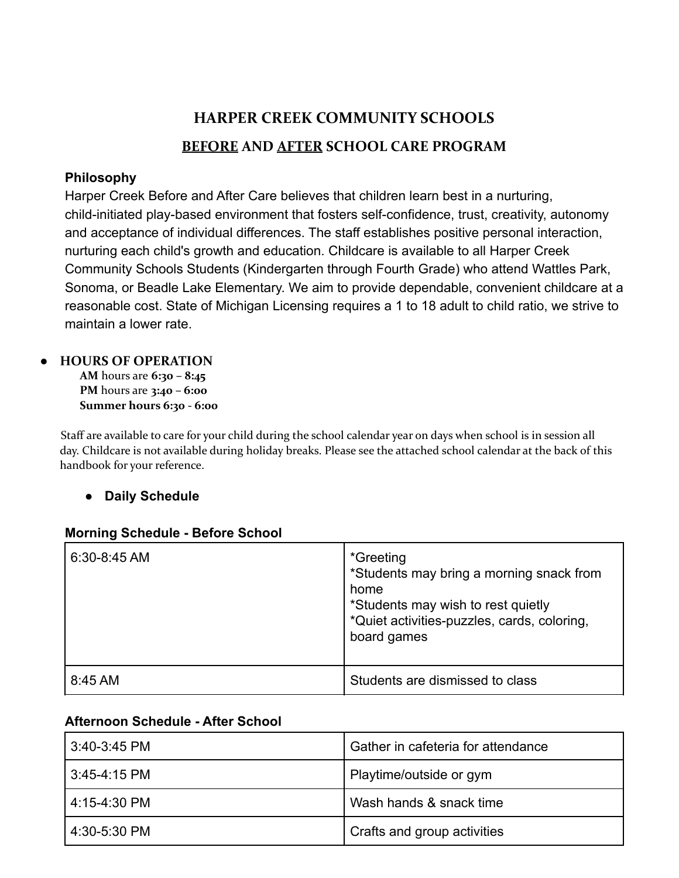# HARPER CREEK COMMUNITY SCHOOLS

## BEFORE AND AFTER SCHOOL CARE PROGRAM

### Philosophy

Harper Creek Before and After Care believes that children learn best in a nurturing, child-initiated play-based environment that fosters self-confidence, trust, creativity, autonomy and acceptance of individual differences. The staff establishes positive personal interaction, nurturing each child's growth and education. Childcare is available to all Harper Creek Community Schools Students (Kindergarten through Fourth Grade) who attend Wattles Park, Sonoma, or Beadle Lake Elementary. We aim to provide dependable, convenient childcare at a reasonable cost. State of Michigan Licensing requires a 1 to 18 adult to child ratio, we strive to maintain a lower rate.

- **HOURS OF OPERATION**

  **AM** hours are **6:30 – 8:45**
  **PM** hours are **3:40 – 6:00**
  **Summer hours 6:30 - 6:00**

Staff are available to care for your child during the school calendar year on days when school is in session all day. Childcare is not available during holiday breaks. Please see the attached school calendar at the back of this handbook for your reference.

- **Daily Schedule**

**Morning Schedule - Before School**

| | |
|---|---|
| 6:30-8:45 AM | *Greeting<br>*Students may bring a morning snack from home<br>*Students may wish to rest quietly<br>*Quiet activities-puzzles, cards, coloring, board games |
| 8:45 AM | Students are dismissed to class |

**Afternoon Schedule - After School**

| | |
|---|---|
| 3:40-3:45 PM | Gather in cafeteria for attendance |
| 3:45-4:15 PM | Playtime/outside or gym |
| 4:15-4:30 PM | Wash hands & snack time |
| 4:30-5:30 PM | Crafts and group activities |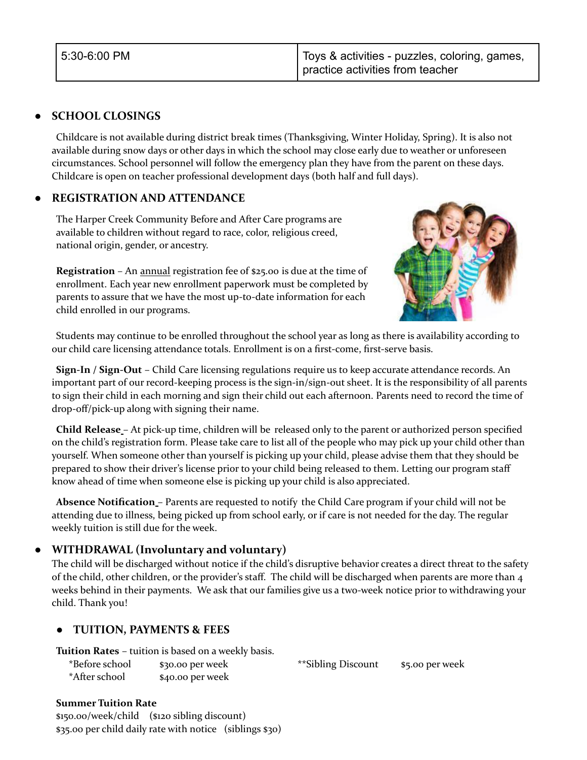| 5:30-6:00 PM | Toys & activities - puzzles, coloring, games, practice activities from teacher |
|---|---|

- **SCHOOL CLOSINGS**

  Childcare is not available during district break times (Thanksgiving, Winter Holiday, Spring). It is also not available during snow days or other days in which the school may close early due to weather or unforeseen circumstances. School personnel will follow the emergency plan they have from the parent on these days. Childcare is open on teacher professional development days (both half and full days).

- **REGISTRATION AND ATTENDANCE**

  The Harper Creek Community Before and After Care programs are available to children without regard to race, color, religious creed, national origin, gender, or ancestry.

  **Registration** – An annual registration fee of $25.00 is due at the time of enrollment. Each year new enrollment paperwork must be completed by parents to assure that we have the most up-to-date information for each child enrolled in our programs.

  Students may continue to be enrolled throughout the school year as long as there is availability according to our child care licensing attendance totals. Enrollment is on a first-come, first-serve basis.

  **Sign-In / Sign-Out** – Child Care licensing regulations require us to keep accurate attendance records. An important part of our record-keeping process is the sign-in/sign-out sheet. It is the responsibility of all parents to sign their child in each morning and sign their child out each afternoon. Parents need to record the time of drop-off/pick-up along with signing their name.

  **Child Release** – At pick-up time, children will be released only to the parent or authorized person specified on the child's registration form. Please take care to list all of the people who may pick up your child other than yourself. When someone other than yourself is picking up your child, please advise them that they should be prepared to show their driver's license prior to your child being released to them. Letting our program staff know ahead of time when someone else is picking up your child is also appreciated.

  **Absence Notification** – Parents are requested to notify the Child Care program if your child will not be attending due to illness, being picked up from school early, or if care is not needed for the day. The regular weekly tuition is still due for the week.

- **WITHDRAWAL (Involuntary and voluntary)**

  The child will be discharged without notice if the child's disruptive behavior creates a direct threat to the safety of the child, other children, or the provider's staff. The child will be discharged when parents are more than 4 weeks behind in their payments. We ask that our families give us a two-week notice prior to withdrawing your child. Thank you!

- **TUITION, PAYMENTS & FEES**

  **Tuition Rates** – tuition is based on a weekly basis.

  *Before school $30.00 per week  **Sibling Discount $5.00 per week
  *After school $40.00 per week

  **Summer Tuition Rate**
  $150.00/week/child ($120 sibling discount)
  $35.00 per child daily rate with notice (siblings $30)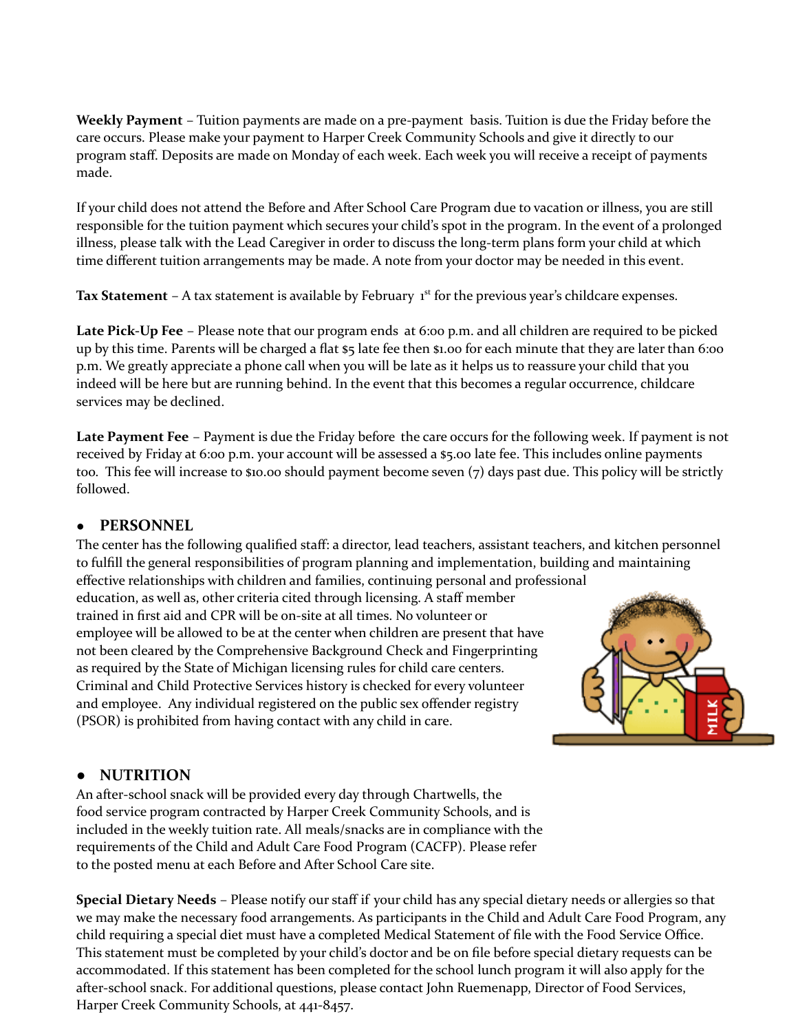**Weekly Payment** – Tuition payments are made on a pre-payment basis. Tuition is due the Friday before the care occurs. Please make your payment to Harper Creek Community Schools and give it directly to our program staff. Deposits are made on Monday of each week. Each week you will receive a receipt of payments made.

If your child does not attend the Before and After School Care Program due to vacation or illness, you are still responsible for the tuition payment which secures your child's spot in the program. In the event of a prolonged illness, please talk with the Lead Caregiver in order to discuss the long-term plans form your child at which time different tuition arrangements may be made. A note from your doctor may be needed in this event.

**Tax Statement** – A tax statement is available by February 1st for the previous year's childcare expenses.

**Late Pick-Up Fee** – Please note that our program ends at 6:00 p.m. and all children are required to be picked up by this time. Parents will be charged a flat $5 late fee then $1.00 for each minute that they are later than 6:00 p.m. We greatly appreciate a phone call when you will be late as it helps us to reassure your child that you indeed will be here but are running behind. In the event that this becomes a regular occurrence, childcare services may be declined.

**Late Payment Fee** – Payment is due the Friday before the care occurs for the following week. If payment is not received by Friday at 6:00 p.m. your account will be assessed a $5.00 late fee. This includes online payments too. This fee will increase to $10.00 should payment become seven (7) days past due. This policy will be strictly followed.

- **PERSONNEL**

The center has the following qualified staff: a director, lead teachers, assistant teachers, and kitchen personnel to fulfill the general responsibilities of program planning and implementation, building and maintaining effective relationships with children and families, continuing personal and professional education, as well as, other criteria cited through licensing. A staff member trained in first aid and CPR will be on-site at all times. No volunteer or employee will be allowed to be at the center when children are present that have not been cleared by the Comprehensive Background Check and Fingerprinting as required by the State of Michigan licensing rules for child care centers. Criminal and Child Protective Services history is checked for every volunteer and employee. Any individual registered on the public sex offender registry (PSOR) is prohibited from having contact with any child in care.

- **NUTRITION**

An after-school snack will be provided every day through Chartwells, the food service program contracted by Harper Creek Community Schools, and is included in the weekly tuition rate. All meals/snacks are in compliance with the requirements of the Child and Adult Care Food Program (CACFP). Please refer to the posted menu at each Before and After School Care site.

**Special Dietary Needs** – Please notify our staff if your child has any special dietary needs or allergies so that we may make the necessary food arrangements. As participants in the Child and Adult Care Food Program, any child requiring a special diet must have a completed Medical Statement of file with the Food Service Office. This statement must be completed by your child's doctor and be on file before special dietary requests can be accommodated. If this statement has been completed for the school lunch program it will also apply for the after-school snack. For additional questions, please contact John Ruemenapp, Director of Food Services, Harper Creek Community Schools, at 441-8457.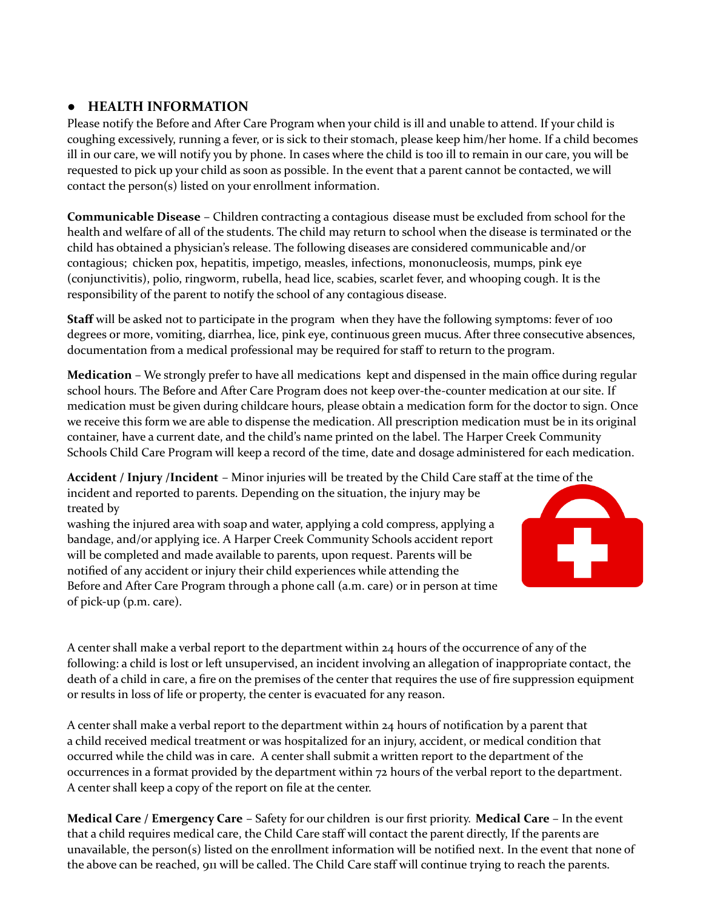- **HEALTH INFORMATION**

Please notify the Before and After Care Program when your child is ill and unable to attend. If your child is coughing excessively, running a fever, or is sick to their stomach, please keep him/her home. If a child becomes ill in our care, we will notify you by phone. In cases where the child is too ill to remain in our care, you will be requested to pick up your child as soon as possible. In the event that a parent cannot be contacted, we will contact the person(s) listed on your enrollment information.

**Communicable Disease** – Children contracting a contagious disease must be excluded from school for the health and welfare of all of the students. The child may return to school when the disease is terminated or the child has obtained a physician's release. The following diseases are considered communicable and/or contagious; chicken pox, hepatitis, impetigo, measles, infections, mononucleosis, mumps, pink eye (conjunctivitis), polio, ringworm, rubella, head lice, scabies, scarlet fever, and whooping cough. It is the responsibility of the parent to notify the school of any contagious disease.

**Staff** will be asked not to participate in the program when they have the following symptoms: fever of 100 degrees or more, vomiting, diarrhea, lice, pink eye, continuous green mucus. After three consecutive absences, documentation from a medical professional may be required for staff to return to the program.

**Medication** – We strongly prefer to have all medications kept and dispensed in the main office during regular school hours. The Before and After Care Program does not keep over-the-counter medication at our site. If medication must be given during childcare hours, please obtain a medication form for the doctor to sign. Once we receive this form we are able to dispense the medication. All prescription medication must be in its original container, have a current date, and the child's name printed on the label. The Harper Creek Community Schools Child Care Program will keep a record of the time, date and dosage administered for each medication.

**Accident / Injury /Incident** – Minor injuries will be treated by the Child Care staff at the time of the incident and reported to parents. Depending on the situation, the injury may be treated by washing the injured area with soap and water, applying a cold compress, applying a bandage, and/or applying ice. A Harper Creek Community Schools accident report will be completed and made available to parents, upon request. Parents will be notified of any accident or injury their child experiences while attending the Before and After Care Program through a phone call (a.m. care) or in person at time of pick-up (p.m. care).

A center shall make a verbal report to the department within 24 hours of the occurrence of any of the following: a child is lost or left unsupervised, an incident involving an allegation of inappropriate contact, the death of a child in care, a fire on the premises of the center that requires the use of fire suppression equipment or results in loss of life or property, the center is evacuated for any reason.

A center shall make a verbal report to the department within 24 hours of notification by a parent that a child received medical treatment or was hospitalized for an injury, accident, or medical condition that occurred while the child was in care. A center shall submit a written report to the department of the occurrences in a format provided by the department within 72 hours of the verbal report to the department. A center shall keep a copy of the report on file at the center.

**Medical Care / Emergency Care** – Safety for our children is our first priority. **Medical Care** – In the event that a child requires medical care, the Child Care staff will contact the parent directly, If the parents are unavailable, the person(s) listed on the enrollment information will be notified next. In the event that none of the above can be reached, 911 will be called. The Child Care staff will continue trying to reach the parents.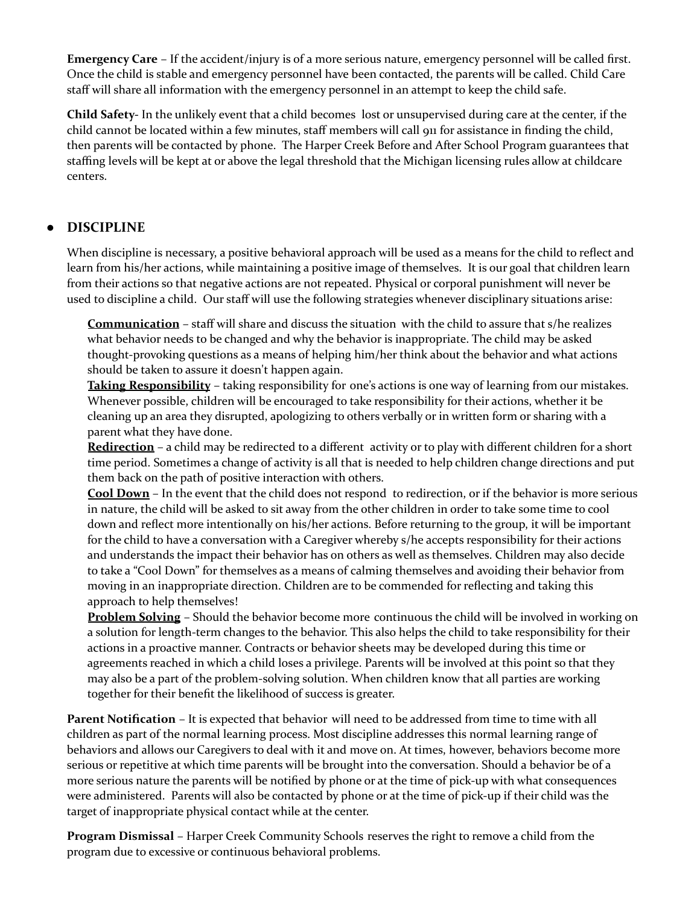**Emergency Care** – If the accident/injury is of a more serious nature, emergency personnel will be called first. Once the child is stable and emergency personnel have been contacted, the parents will be called. Child Care staff will share all information with the emergency personnel in an attempt to keep the child safe.

**Child Safety**- In the unlikely event that a child becomes lost or unsupervised during care at the center, if the child cannot be located within a few minutes, staff members will call 911 for assistance in finding the child, then parents will be contacted by phone. The Harper Creek Before and After School Program guarantees that staffing levels will be kept at or above the legal threshold that the Michigan licensing rules allow at childcare centers.

- **DISCIPLINE**

When discipline is necessary, a positive behavioral approach will be used as a means for the child to reflect and learn from his/her actions, while maintaining a positive image of themselves. It is our goal that children learn from their actions so that negative actions are not repeated. Physical or corporal punishment will never be used to discipline a child. Our staff will use the following strategies whenever disciplinary situations arise:

**<u>Communication</u>** – staff will share and discuss the situation with the child to assure that s/he realizes what behavior needs to be changed and why the behavior is inappropriate. The child may be asked thought-provoking questions as a means of helping him/her think about the behavior and what actions should be taken to assure it doesn't happen again.

**<u>Taking Responsibility</u>** – taking responsibility for one's actions is one way of learning from our mistakes. Whenever possible, children will be encouraged to take responsibility for their actions, whether it be cleaning up an area they disrupted, apologizing to others verbally or in written form or sharing with a parent what they have done.

**<u>Redirection</u>** – a child may be redirected to a different activity or to play with different children for a short time period. Sometimes a change of activity is all that is needed to help children change directions and put them back on the path of positive interaction with others.

**<u>Cool Down</u>** – In the event that the child does not respond to redirection, or if the behavior is more serious in nature, the child will be asked to sit away from the other children in order to take some time to cool down and reflect more intentionally on his/her actions. Before returning to the group, it will be important for the child to have a conversation with a Caregiver whereby s/he accepts responsibility for their actions and understands the impact their behavior has on others as well as themselves. Children may also decide to take a "Cool Down" for themselves as a means of calming themselves and avoiding their behavior from moving in an inappropriate direction. Children are to be commended for reflecting and taking this approach to help themselves!

**<u>Problem Solving</u>** – Should the behavior become more continuous the child will be involved in working on a solution for length-term changes to the behavior. This also helps the child to take responsibility for their actions in a proactive manner. Contracts or behavior sheets may be developed during this time or agreements reached in which a child loses a privilege. Parents will be involved at this point so that they may also be a part of the problem-solving solution. When children know that all parties are working together for their benefit the likelihood of success is greater.

**Parent Notification** – It is expected that behavior will need to be addressed from time to time with all children as part of the normal learning process. Most discipline addresses this normal learning range of behaviors and allows our Caregivers to deal with it and move on. At times, however, behaviors become more serious or repetitive at which time parents will be brought into the conversation. Should a behavior be of a more serious nature the parents will be notified by phone or at the time of pick-up with what consequences were administered. Parents will also be contacted by phone or at the time of pick-up if their child was the target of inappropriate physical contact while at the center.

**Program Dismissal** – Harper Creek Community Schools reserves the right to remove a child from the program due to excessive or continuous behavioral problems.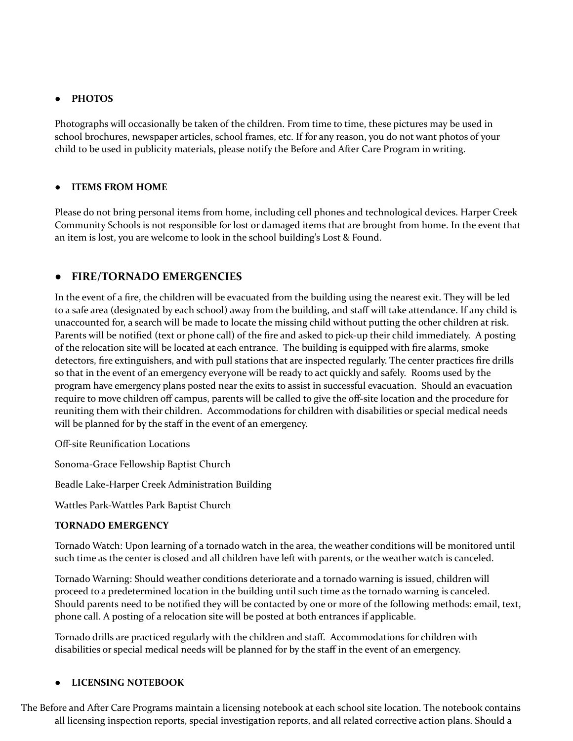- **PHOTOS**

Photographs will occasionally be taken of the children. From time to time, these pictures may be used in school brochures, newspaper articles, school frames, etc. If for any reason, you do not want photos of your child to be used in publicity materials, please notify the Before and After Care Program in writing.

- **ITEMS FROM HOME**

Please do not bring personal items from home, including cell phones and technological devices. Harper Creek Community Schools is not responsible for lost or damaged items that are brought from home. In the event that an item is lost, you are welcome to look in the school building's Lost & Found.

## FIRE/TORNADO EMERGENCIES

In the event of a fire, the children will be evacuated from the building using the nearest exit. They will be led to a safe area (designated by each school) away from the building, and staff will take attendance. If any child is unaccounted for, a search will be made to locate the missing child without putting the other children at risk. Parents will be notified (text or phone call) of the fire and asked to pick-up their child immediately. A posting of the relocation site will be located at each entrance. The building is equipped with fire alarms, smoke detectors, fire extinguishers, and with pull stations that are inspected regularly. The center practices fire drills so that in the event of an emergency everyone will be ready to act quickly and safely. Rooms used by the program have emergency plans posted near the exits to assist in successful evacuation. Should an evacuation require to move children off campus, parents will be called to give the off-site location and the procedure for reuniting them with their children. Accommodations for children with disabilities or special medical needs will be planned for by the staff in the event of an emergency.

Off-site Reunification Locations

Sonoma-Grace Fellowship Baptist Church

Beadle Lake-Harper Creek Administration Building

Wattles Park-Wattles Park Baptist Church

**TORNADO EMERGENCY**

Tornado Watch: Upon learning of a tornado watch in the area, the weather conditions will be monitored until such time as the center is closed and all children have left with parents, or the weather watch is canceled.

Tornado Warning: Should weather conditions deteriorate and a tornado warning is issued, children will proceed to a predetermined location in the building until such time as the tornado warning is canceled. Should parents need to be notified they will be contacted by one or more of the following methods: email, text, phone call. A posting of a relocation site will be posted at both entrances if applicable.

Tornado drills are practiced regularly with the children and staff. Accommodations for children with disabilities or special medical needs will be planned for by the staff in the event of an emergency.

- **LICENSING NOTEBOOK**

The Before and After Care Programs maintain a licensing notebook at each school site location. The notebook contains all licensing inspection reports, special investigation reports, and all related corrective action plans. Should a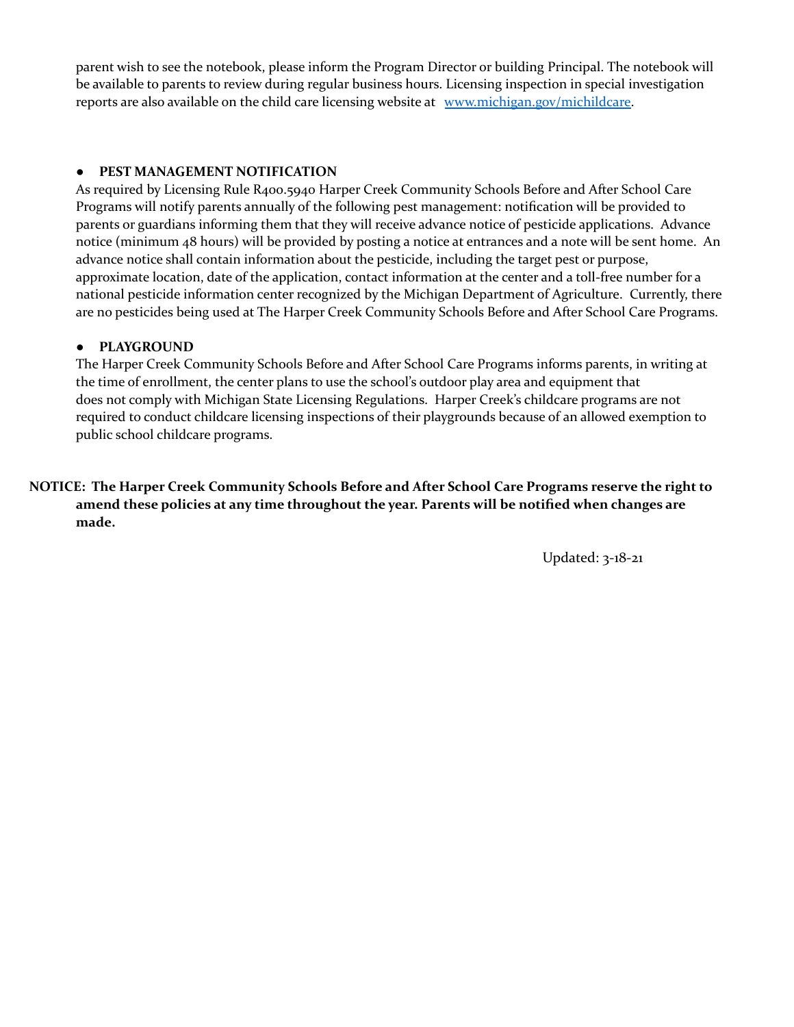parent wish to see the notebook, please inform the Program Director or building Principal. The notebook will be available to parents to review during regular business hours. Licensing inspection in special investigation reports are also available on the child care licensing website at [www.michigan.gov/michildcare](http://www.michigan.gov/michildcare).

- **PEST MANAGEMENT NOTIFICATION**

As required by Licensing Rule R400.5940 Harper Creek Community Schools Before and After School Care Programs will notify parents annually of the following pest management: notification will be provided to parents or guardians informing them that they will receive advance notice of pesticide applications. Advance notice (minimum 48 hours) will be provided by posting a notice at entrances and a note will be sent home. An advance notice shall contain information about the pesticide, including the target pest or purpose, approximate location, date of the application, contact information at the center and a toll-free number for a national pesticide information center recognized by the Michigan Department of Agriculture. Currently, there are no pesticides being used at The Harper Creek Community Schools Before and After School Care Programs.

- **PLAYGROUND**

The Harper Creek Community Schools Before and After School Care Programs informs parents, in writing at the time of enrollment, the center plans to use the school's outdoor play area and equipment that does not comply with Michigan State Licensing Regulations. Harper Creek's childcare programs are not required to conduct childcare licensing inspections of their playgrounds because of an allowed exemption to public school childcare programs.

**NOTICE: The Harper Creek Community Schools Before and After School Care Programs reserve the right to amend these policies at any time throughout the year. Parents will be notified when changes are made.**

Updated: 3-18-21